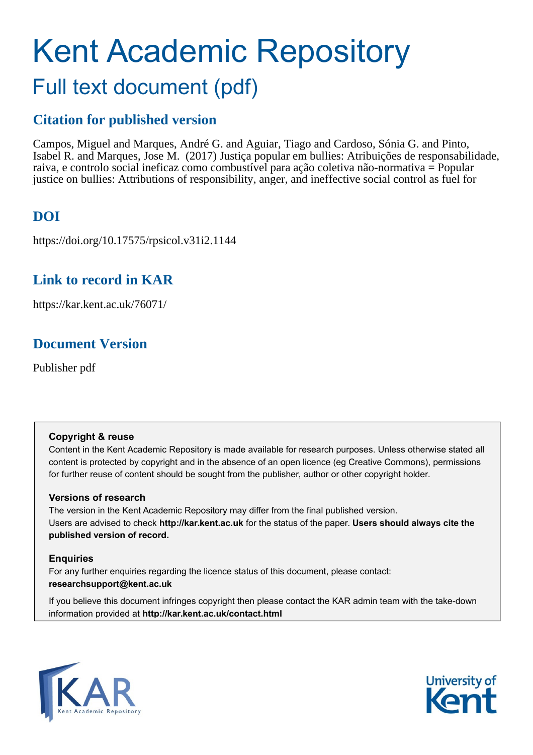# Kent Academic Repository

## Full text document (pdf)

## Citation for published version

Campos, Miguel and Marques, André G. and Aguiar, Tiago and Cardoso, Sónia G. and Pinto, Isabel R. and Marques, Jose M. (2017) Justiça popular em bullies: Atribuições de responsabilidade, raiva, e controlo social ineficaz como combustível para ação coletiva não-normativa = Popular justice on bullies: Attributions of responsibility, anger, and ineffective social control as fuel for

## DOI

https://doi.org/10.17575/rpsicol.v31i2.1144

## Link to record in KAR

https://kar.kent.ac.uk/76071/

## Document Version

Publisher pdf

**Copyright & reuse**

Content in the Kent Academic Repository is made available for research purposes. Unless otherwise stated all content is protected by copyright and in the absence of an open licence (eg Creative Commons), permissions for further reuse of content should be sought from the publisher, author or other copyright holder.

**Versions of research**

The version in the Kent Academic Repository may differ from the final published version. Users are advised to check **http://kar.kent.ac.uk** for the status of the paper. **Users should always cite the published version of record.**

**Enquiries**

For any further enquiries regarding the licence status of this document, please contact: **researchsupport@kent.ac.uk**

If you believe this document infringes copyright then please contact the KAR admin team with the take-down information provided at **http://kar.kent.ac.uk/contact.html**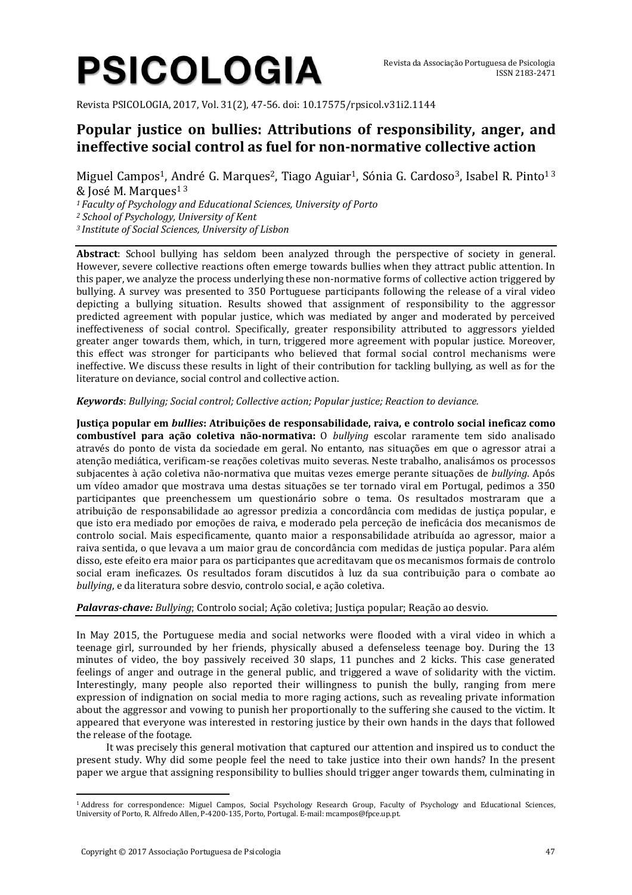# PSICOLOGIA

Revista da Associação Portuguesa de Psicologia
ISSN 2183-2471

Revista PSICOLOGIA, 2017, Vol. 31(2), 47-56. doi: 10.17575/rpsicol.v31i2.1144

## Popular justice on bullies: Attributions of responsibility, anger, and ineffective social control as fuel for non-normative collective action

Miguel Campos[1], André G. Marques[2], Tiago Aguiar[1], Sónia G. Cardoso[3], Isabel R. Pinto[1 3] & José M. Marques[1 3]

*[1] Faculty of Psychology and Educational Sciences, University of Porto*
*[2] School of Psychology, University of Kent*
*[3] Institute of Social Sciences, University of Lisbon*

**Abstract**: School bullying has seldom been analyzed through the perspective of society in general. However, severe collective reactions often emerge towards bullies when they attract public attention. In this paper, we analyze the process underlying these non-normative forms of collective action triggered by bullying. A survey was presented to 350 Portuguese participants following the release of a viral video depicting a bullying situation. Results showed that assignment of responsibility to the aggressor predicted agreement with popular justice, which was mediated by anger and moderated by perceived ineffectiveness of social control. Specifically, greater responsibility attributed to aggressors yielded greater anger towards them, which, in turn, triggered more agreement with popular justice. Moreover, this effect was stronger for participants who believed that formal social control mechanisms were ineffective. We discuss these results in light of their contribution for tackling bullying, as well as for the literature on deviance, social control and collective action.

***Keywords***: *Bullying; Social control; Collective action; Popular justice; Reaction to deviance.*

**Justiça popular em *bullies*: Atribuições de responsabilidade, raiva, e controlo social ineficaz como combustível para ação coletiva não-normativa:** O *bullying* escolar raramente tem sido analisado através do ponto de vista da sociedade em geral. No entanto, nas situações em que o agressor atrai a atenção mediática, verificam-se reações coletivas muito severas. Neste trabalho, analisámos os processos subjacentes à ação coletiva não-normativa que muitas vezes emerge perante situações de *bullying*. Após um vídeo amador que mostrava uma destas situações se ter tornado viral em Portugal, pedimos a 350 participantes que preenchessem um questionário sobre o tema. Os resultados mostraram que a atribuição de responsabilidade ao agressor predizia a concordância com medidas de justiça popular, e que isto era mediado por emoções de raiva, e moderado pela perceção de ineficácia dos mecanismos de controlo social. Mais especificamente, quanto maior a responsabilidade atribuída ao agressor, maior a raiva sentida, o que levava a um maior grau de concordância com medidas de justiça popular. Para além disso, este efeito era maior para os participantes que acreditavam que os mecanismos formais de controlo social eram ineficazes. Os resultados foram discutidos à luz da sua contribuição para o combate ao *bullying*, e da literatura sobre desvio, controlo social, e ação coletiva.

***Palavras-chave:*** *Bullying*; Controlo social; Ação coletiva; Justiça popular; Reação ao desvio.

In May 2015, the Portuguese media and social networks were flooded with a viral video in which a teenage girl, surrounded by her friends, physically abused a defenseless teenage boy. During the 13 minutes of video, the boy passively received 30 slaps, 11 punches and 2 kicks. This case generated feelings of anger and outrage in the general public, and triggered a wave of solidarity with the victim. Interestingly, many people also reported their willingness to punish the bully, ranging from mere expression of indignation on social media to more raging actions, such as revealing private information about the aggressor and vowing to punish her proportionally to the suffering she caused to the victim. It appeared that everyone was interested in restoring justice by their own hands in the days that followed the release of the footage.

It was precisely this general motivation that captured our attention and inspired us to conduct the present study. Why did some people feel the need to take justice into their own hands? In the present paper we argue that assigning responsibility to bullies should trigger anger towards them, culminating in

[1] Address for correspondence: Miguel Campos, Social Psychology Research Group, Faculty of Psychology and Educational Sciences, University of Porto, R. Alfredo Allen, P-4200-135, Porto, Portugal. E-mail: mcampos@fpce.up.pt.

Copyright © 2017 Associação Portuguesa de Psicologia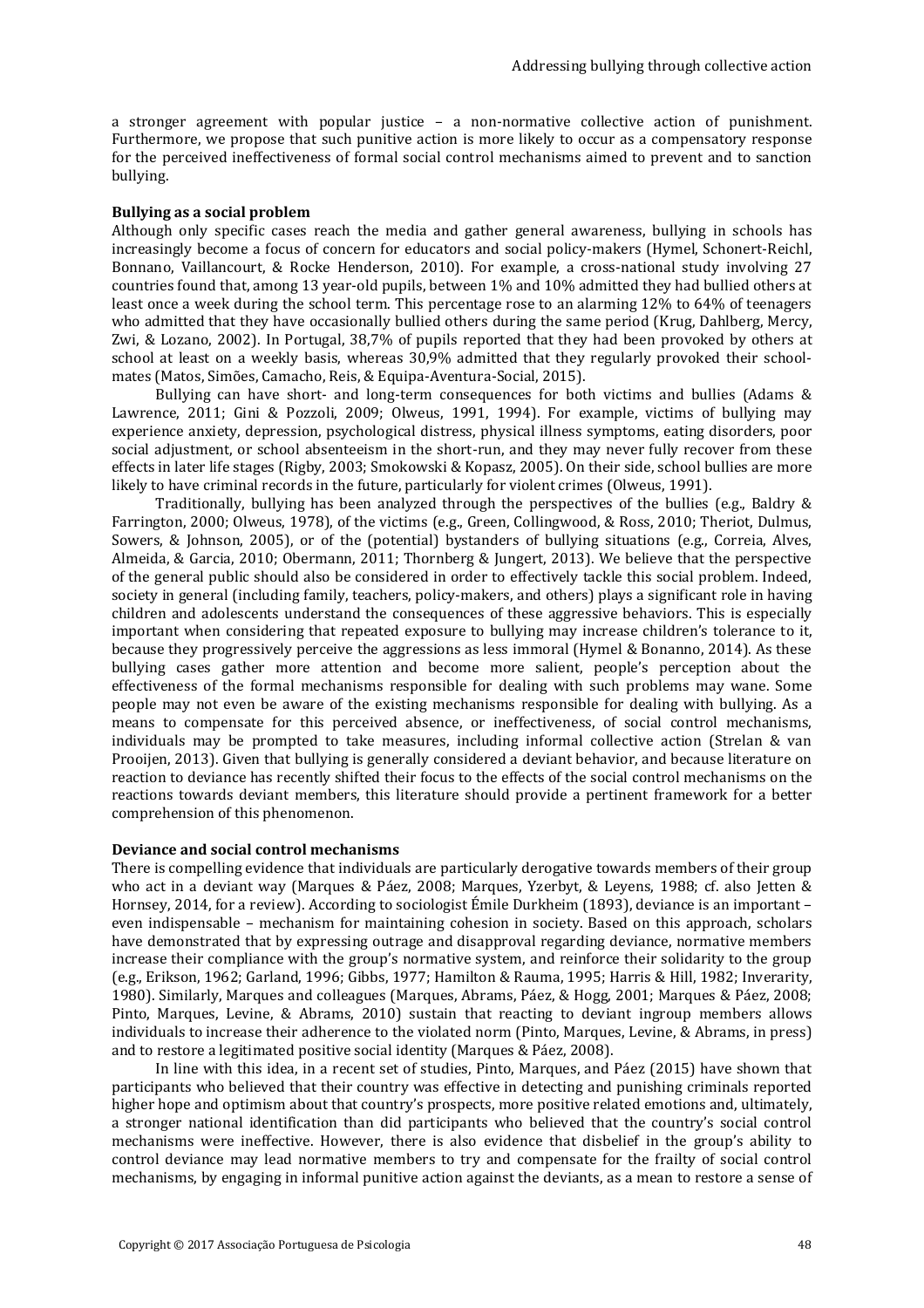a stronger agreement with popular justice – a non-normative collective action of punishment. Furthermore, we propose that such punitive action is more likely to occur as a compensatory response for the perceived ineffectiveness of formal social control mechanisms aimed to prevent and to sanction bullying.

**Bullying as a social problem**

Although only specific cases reach the media and gather general awareness, bullying in schools has increasingly become a focus of concern for educators and social policy-makers (Hymel, Schonert-Reichl, Bonnano, Vaillancourt, & Rocke Henderson, 2010). For example, a cross-national study involving 27 countries found that, among 13 year-old pupils, between 1% and 10% admitted they had bullied others at least once a week during the school term. This percentage rose to an alarming 12% to 64% of teenagers who admitted that they have occasionally bullied others during the same period (Krug, Dahlberg, Mercy, Zwi, & Lozano, 2002). In Portugal, 38,7% of pupils reported that they had been provoked by others at school at least on a weekly basis, whereas 30,9% admitted that they regularly provoked their school-mates (Matos, Simões, Camacho, Reis, & Equipa-Aventura-Social, 2015).

Bullying can have short- and long-term consequences for both victims and bullies (Adams & Lawrence, 2011; Gini & Pozzoli, 2009; Olweus, 1991, 1994). For example, victims of bullying may experience anxiety, depression, psychological distress, physical illness symptoms, eating disorders, poor social adjustment, or school absenteeism in the short-run, and they may never fully recover from these effects in later life stages (Rigby, 2003; Smokowski & Kopasz, 2005). On their side, school bullies are more likely to have criminal records in the future, particularly for violent crimes (Olweus, 1991).

Traditionally, bullying has been analyzed through the perspectives of the bullies (e.g., Baldry & Farrington, 2000; Olweus, 1978), of the victims (e.g., Green, Collingwood, & Ross, 2010; Theriot, Dulmus, Sowers, & Johnson, 2005), or of the (potential) bystanders of bullying situations (e.g., Correia, Alves, Almeida, & Garcia, 2010; Obermann, 2011; Thornberg & Jungert, 2013). We believe that the perspective of the general public should also be considered in order to effectively tackle this social problem. Indeed, society in general (including family, teachers, policy-makers, and others) plays a significant role in having children and adolescents understand the consequences of these aggressive behaviors. This is especially important when considering that repeated exposure to bullying may increase children's tolerance to it, because they progressively perceive the aggressions as less immoral (Hymel & Bonanno, 2014). As these bullying cases gather more attention and become more salient, people's perception about the effectiveness of the formal mechanisms responsible for dealing with such problems may wane. Some people may not even be aware of the existing mechanisms responsible for dealing with bullying. As a means to compensate for this perceived absence, or ineffectiveness, of social control mechanisms, individuals may be prompted to take measures, including informal collective action (Strelan & van Prooijen, 2013). Given that bullying is generally considered a deviant behavior, and because literature on reaction to deviance has recently shifted their focus to the effects of the social control mechanisms on the reactions towards deviant members, this literature should provide a pertinent framework for a better comprehension of this phenomenon.

**Deviance and social control mechanisms**

There is compelling evidence that individuals are particularly derogative towards members of their group who act in a deviant way (Marques & Páez, 2008; Marques, Yzerbyt, & Leyens, 1988; cf. also Jetten & Hornsey, 2014, for a review). According to sociologist Émile Durkheim (1893), deviance is an important – even indispensable – mechanism for maintaining cohesion in society. Based on this approach, scholars have demonstrated that by expressing outrage and disapproval regarding deviance, normative members increase their compliance with the group's normative system, and reinforce their solidarity to the group (e.g., Erikson, 1962; Garland, 1996; Gibbs, 1977; Hamilton & Rauma, 1995; Harris & Hill, 1982; Inverarity, 1980). Similarly, Marques and colleagues (Marques, Abrams, Páez, & Hogg, 2001; Marques & Páez, 2008; Pinto, Marques, Levine, & Abrams, 2010) sustain that reacting to deviant ingroup members allows individuals to increase their adherence to the violated norm (Pinto, Marques, Levine, & Abrams, in press) and to restore a legitimated positive social identity (Marques & Páez, 2008).

In line with this idea, in a recent set of studies, Pinto, Marques, and Páez (2015) have shown that participants who believed that their country was effective in detecting and punishing criminals reported higher hope and optimism about that country's prospects, more positive related emotions and, ultimately, a stronger national identification than did participants who believed that the country's social control mechanisms were ineffective. However, there is also evidence that disbelief in the group's ability to control deviance may lead normative members to try and compensate for the frailty of social control mechanisms, by engaging in informal punitive action against the deviants, as a mean to restore a sense of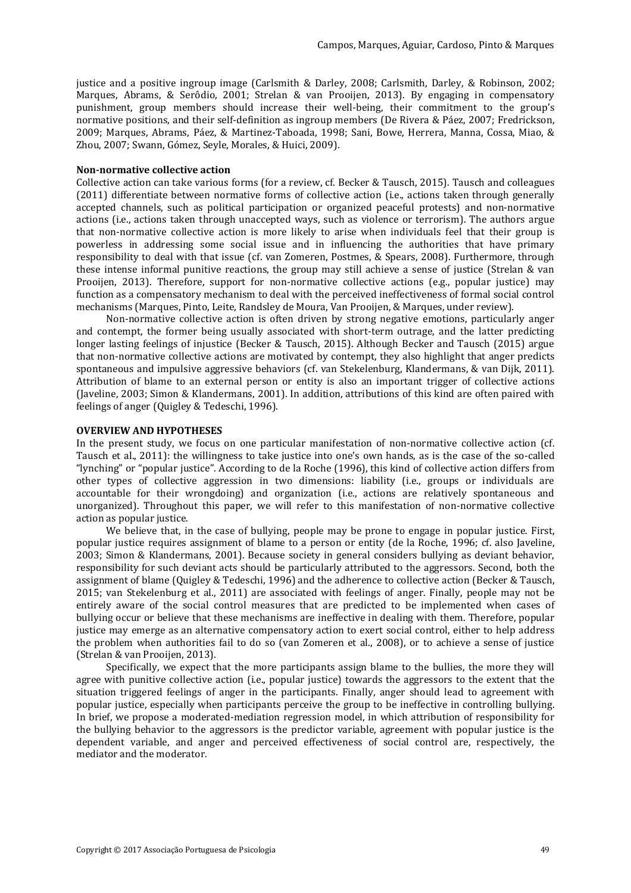justice and a positive ingroup image (Carlsmith & Darley, 2008; Carlsmith, Darley, & Robinson, 2002; Marques, Abrams, & Serôdio, 2001; Strelan & van Prooijen, 2013). By engaging in compensatory punishment, group members should increase their well-being, their commitment to the group's normative positions, and their self-definition as ingroup members (De Rivera & Páez, 2007; Fredrickson, 2009; Marques, Abrams, Páez, & Martinez-Taboada, 1998; Sani, Bowe, Herrera, Manna, Cossa, Miao, & Zhou, 2007; Swann, Gómez, Seyle, Morales, & Huici, 2009).

**Non-normative collective action**

Collective action can take various forms (for a review, cf. Becker & Tausch, 2015). Tausch and colleagues (2011) differentiate between normative forms of collective action (i.e., actions taken through generally accepted channels, such as political participation or organized peaceful protests) and non-normative actions (i.e., actions taken through unaccepted ways, such as violence or terrorism). The authors argue that non-normative collective action is more likely to arise when individuals feel that their group is powerless in addressing some social issue and in influencing the authorities that have primary responsibility to deal with that issue (cf. van Zomeren, Postmes, & Spears, 2008). Furthermore, through these intense informal punitive reactions, the group may still achieve a sense of justice (Strelan & van Prooijen, 2013). Therefore, support for non-normative collective actions (e.g., popular justice) may function as a compensatory mechanism to deal with the perceived ineffectiveness of formal social control mechanisms (Marques, Pinto, Leite, Randsley de Moura, Van Prooijen, & Marques, under review).

Non-normative collective action is often driven by strong negative emotions, particularly anger and contempt, the former being usually associated with short-term outrage, and the latter predicting longer lasting feelings of injustice (Becker & Tausch, 2015). Although Becker and Tausch (2015) argue that non-normative collective actions are motivated by contempt, they also highlight that anger predicts spontaneous and impulsive aggressive behaviors (cf. van Stekelenburg, Klandermans, & van Dijk, 2011). Attribution of blame to an external person or entity is also an important trigger of collective actions (Javeline, 2003; Simon & Klandermans, 2001). In addition, attributions of this kind are often paired with feelings of anger (Quigley & Tedeschi, 1996).

**OVERVIEW AND HYPOTHESES**

In the present study, we focus on one particular manifestation of non-normative collective action (cf. Tausch et al., 2011): the willingness to take justice into one's own hands, as is the case of the so-called "lynching" or "popular justice". According to de la Roche (1996), this kind of collective action differs from other types of collective aggression in two dimensions: liability (i.e., groups or individuals are accountable for their wrongdoing) and organization (i.e., actions are relatively spontaneous and unorganized). Throughout this paper, we will refer to this manifestation of non-normative collective action as popular justice.

We believe that, in the case of bullying, people may be prone to engage in popular justice. First, popular justice requires assignment of blame to a person or entity (de la Roche, 1996; cf. also Javeline, 2003; Simon & Klandermans, 2001). Because society in general considers bullying as deviant behavior, responsibility for such deviant acts should be particularly attributed to the aggressors. Second, both the assignment of blame (Quigley & Tedeschi, 1996) and the adherence to collective action (Becker & Tausch, 2015; van Stekelenburg et al., 2011) are associated with feelings of anger. Finally, people may not be entirely aware of the social control measures that are predicted to be implemented when cases of bullying occur or believe that these mechanisms are ineffective in dealing with them. Therefore, popular justice may emerge as an alternative compensatory action to exert social control, either to help address the problem when authorities fail to do so (van Zomeren et al., 2008), or to achieve a sense of justice (Strelan & van Prooijen, 2013).

Specifically, we expect that the more participants assign blame to the bullies, the more they will agree with punitive collective action (i.e., popular justice) towards the aggressors to the extent that the situation triggered feelings of anger in the participants. Finally, anger should lead to agreement with popular justice, especially when participants perceive the group to be ineffective in controlling bullying. In brief, we propose a moderated-mediation regression model, in which attribution of responsibility for the bullying behavior to the aggressors is the predictor variable, agreement with popular justice is the dependent variable, and anger and perceived effectiveness of social control are, respectively, the mediator and the moderator.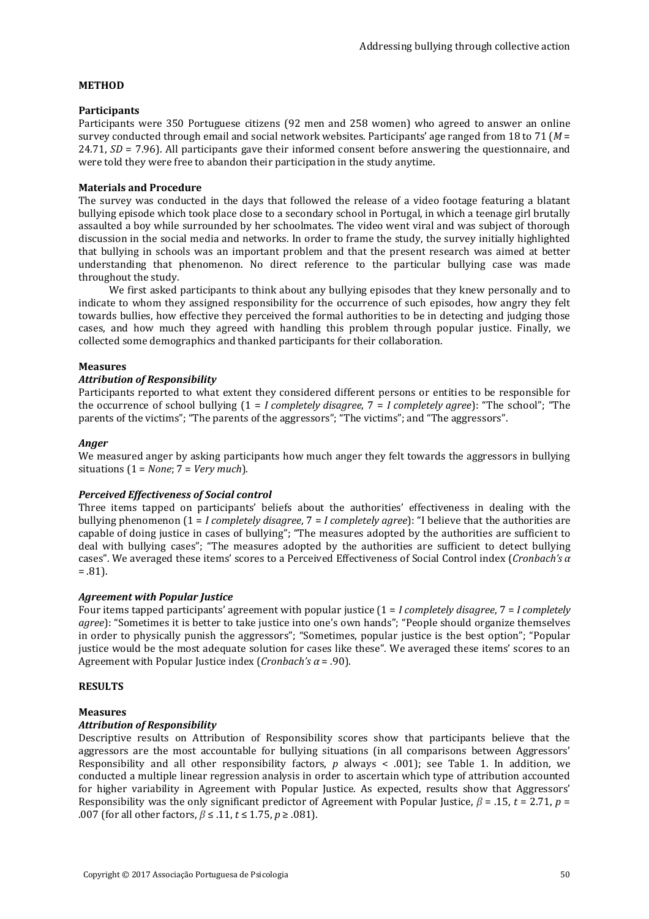## METHOD

### Participants

Participants were 350 Portuguese citizens (92 men and 258 women) who agreed to answer an online survey conducted through email and social network websites. Participants' age ranged from 18 to 71 ($M$ = 24.71, $SD$ = 7.96). All participants gave their informed consent before answering the questionnaire, and were told they were free to abandon their participation in the study anytime.

### Materials and Procedure

The survey was conducted in the days that followed the release of a video footage featuring a blatant bullying episode which took place close to a secondary school in Portugal, in which a teenage girl brutally assaulted a boy while surrounded by her schoolmates. The video went viral and was subject of thorough discussion in the social media and networks. In order to frame the study, the survey initially highlighted that bullying in schools was an important problem and that the present research was aimed at better understanding that phenomenon. No direct reference to the particular bullying case was made throughout the study.

We first asked participants to think about any bullying episodes that they knew personally and to indicate to whom they assigned responsibility for the occurrence of such episodes, how angry they felt towards bullies, how effective they perceived the formal authorities to be in detecting and judging those cases, and how much they agreed with handling this problem through popular justice. Finally, we collected some demographics and thanked participants for their collaboration.

### Measures

#### *Attribution of Responsibility*

Participants reported to what extent they considered different persons or entities to be responsible for the occurrence of school bullying (1 = *I completely disagree*, 7 = *I completely agree*): "The school"; "The parents of the victims"; "The parents of the aggressors"; "The victims"; and "The aggressors".

#### *Anger*

We measured anger by asking participants how much anger they felt towards the aggressors in bullying situations (1 = *None*; 7 = *Very much*).

#### *Perceived Effectiveness of Social control*

Three items tapped on participants' beliefs about the authorities' effectiveness in dealing with the bullying phenomenon (1 = *I completely disagree*, 7 = *I completely agree*): "I believe that the authorities are capable of doing justice in cases of bullying"; "The measures adopted by the authorities are sufficient to deal with bullying cases"; "The measures adopted by the authorities are sufficient to detect bullying cases". We averaged these items' scores to a Perceived Effectiveness of Social Control index (*Cronbach's* $\alpha$ = .81).

#### *Agreement with Popular Justice*

Four items tapped participants' agreement with popular justice (1 = *I completely disagree*, 7 = *I completely agree*): "Sometimes it is better to take justice into one's own hands"; "People should organize themselves in order to physically punish the aggressors"; "Sometimes, popular justice is the best option"; "Popular justice would be the most adequate solution for cases like these". We averaged these items' scores to an Agreement with Popular Justice index (*Cronbach's* $\alpha$ = .90).

## RESULTS

### Measures

#### *Attribution of Responsibility*

Descriptive results on Attribution of Responsibility scores show that participants believe that the aggressors are the most accountable for bullying situations (in all comparisons between Aggressors' Responsibility and all other responsibility factors, $p$ always < .001); see Table 1. In addition, we conducted a multiple linear regression analysis in order to ascertain which type of attribution accounted for higher variability in Agreement with Popular Justice. As expected, results show that Aggressors' Responsibility was the only significant predictor of Agreement with Popular Justice, $\beta$ = .15, $t$ = 2.71, $p$ = .007 (for all other factors, $\beta \leq .11$, $t \leq 1.75$, $p \geq .081$).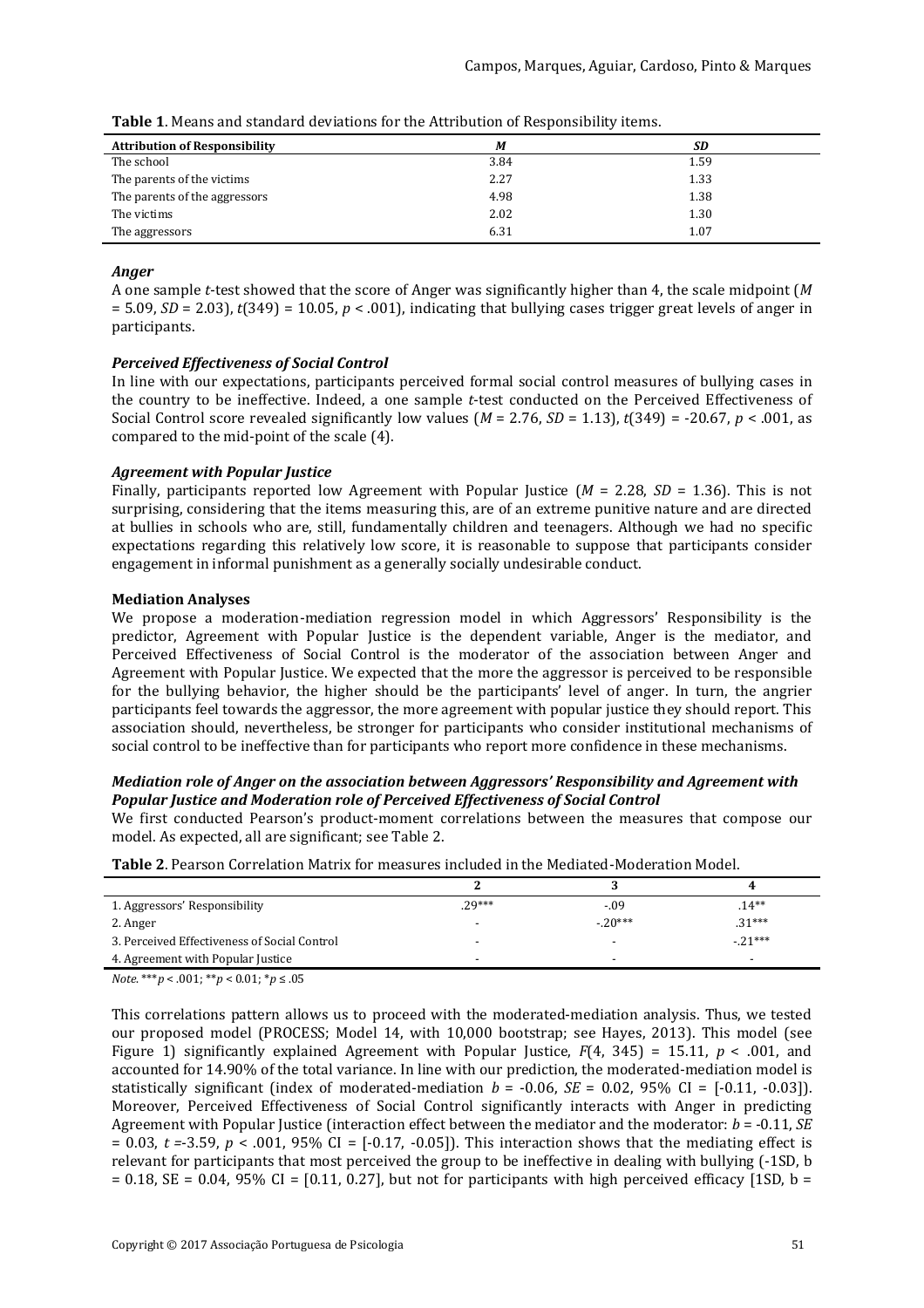**Table 1**. Means and standard deviations for the Attribution of Responsibility items.

| Attribution of Responsibility | *M* | *SD* |
|---|---|---|
| The school | 3.84 | 1.59 |
| The parents of the victims | 2.27 | 1.33 |
| The parents of the aggressors | 4.98 | 1.38 |
| The victims | 2.02 | 1.30 |
| The aggressors | 6.31 | 1.07 |

### *Anger*

A one sample *t*-test showed that the score of Anger was significantly higher than 4, the scale midpoint ($M = 5.09$, $SD = 2.03$), $t(349) = 10.05$, $p < .001$), indicating that bullying cases trigger great levels of anger in participants.

### *Perceived Effectiveness of Social Control*

In line with our expectations, participants perceived formal social control measures of bullying cases in the country to be ineffective. Indeed, a one sample *t*-test conducted on the Perceived Effectiveness of Social Control score revealed significantly low values ($M = 2.76$, $SD = 1.13$), $t(349) = -20.67$, $p < .001$, as compared to the mid-point of the scale (4).

### *Agreement with Popular Justice*

Finally, participants reported low Agreement with Popular Justice ($M = 2.28$, $SD = 1.36$). This is not surprising, considering that the items measuring this, are of an extreme punitive nature and are directed at bullies in schools who are, still, fundamentally children and teenagers. Although we had no specific expectations regarding this relatively low score, it is reasonable to suppose that participants consider engagement in informal punishment as a generally socially undesirable conduct.

## Mediation Analyses

We propose a moderation-mediation regression model in which Aggressors' Responsibility is the predictor, Agreement with Popular Justice is the dependent variable, Anger is the mediator, and Perceived Effectiveness of Social Control is the moderator of the association between Anger and Agreement with Popular Justice. We expected that the more the aggressor is perceived to be responsible for the bullying behavior, the higher should be the participants' level of anger. In turn, the angrier participants feel towards the aggressor, the more agreement with popular justice they should report. This association should, nevertheless, be stronger for participants who consider institutional mechanisms of social control to be ineffective than for participants who report more confidence in these mechanisms.

### *Mediation role of Anger on the association between Aggressors' Responsibility and Agreement with Popular Justice and Moderation role of Perceived Effectiveness of Social Control*

We first conducted Pearson's product-moment correlations between the measures that compose our model. As expected, all are significant; see Table 2.

**Table 2**. Pearson Correlation Matrix for measures included in the Mediated-Moderation Model.

| | 2 | 3 | 4 |
|---|---|---|---|
| 1. Aggressors' Responsibility | .29*** | -.09 | .14** |
| 2. Anger | - | -.20*** | .31*** |
| 3. Perceived Effectiveness of Social Control | - | - | -.21*** |
| 4. Agreement with Popular Justice | - | - | - |

*Note*. ***$p < .001$; **$p < 0.01$; *$p \leq .05$

This correlations pattern allows us to proceed with the moderated-mediation analysis. Thus, we tested our proposed model (PROCESS; Model 14, with 10,000 bootstrap; see Hayes, 2013). This model (see Figure 1) significantly explained Agreement with Popular Justice, $F(4, 345) = 15.11$, $p < .001$, and accounted for 14.90% of the total variance. In line with our prediction, the moderated-mediation model is statistically significant (index of moderated-mediation $b = -0.06$, $SE = 0.02$, 95% CI = [-0.11, -0.03]). Moreover, Perceived Effectiveness of Social Control significantly interacts with Anger in predicting Agreement with Popular Justice (interaction effect between the mediator and the moderator: $b = -0.11$, $SE = 0.03$, $t = -3.59$, $p < .001$, 95% CI = [-0.17, -0.05]). This interaction shows that the mediating effect is relevant for participants that most perceived the group to be ineffective in dealing with bullying (-1SD, b = 0.18, SE = 0.04, 95% CI = [0.11, 0.27], but not for participants with high perceived efficacy [1SD, b =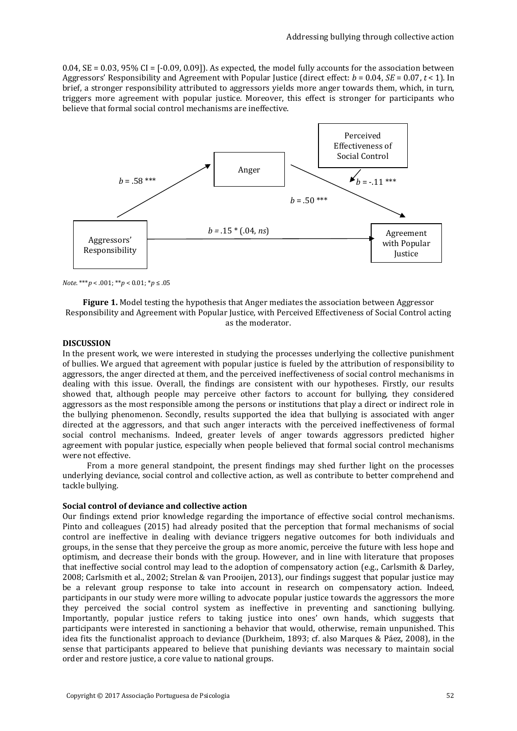0.04, SE = 0.03, 95% CI = [-0.09, 0.09]). As expected, the model fully accounts for the association between Aggressors' Responsibility and Agreement with Popular Justice (direct effect: $b = 0.04$, $SE = 0.07$, $t < 1$). In brief, a stronger responsibility attributed to aggressors yields more anger towards them, which, in turn, triggers more agreement with popular justice. Moreover, this effect is stronger for participants who believe that formal social control mechanisms are ineffective.

*Note*. ***$p < .001$; **$p < 0.01$; *$p \leq .05$

**Figure 1.** Model testing the hypothesis that Anger mediates the association between Aggressor Responsibility and Agreement with Popular Justice, with Perceived Effectiveness of Social Control acting as the moderator.

## DISCUSSION

In the present work, we were interested in studying the processes underlying the collective punishment of bullies. We argued that agreement with popular justice is fueled by the attribution of responsibility to aggressors, the anger directed at them, and the perceived ineffectiveness of social control mechanisms in dealing with this issue. Overall, the findings are consistent with our hypotheses. Firstly, our results showed that, although people may perceive other factors to account for bullying, they considered aggressors as the most responsible among the persons or institutions that play a direct or indirect role in the bullying phenomenon. Secondly, results supported the idea that bullying is associated with anger directed at the aggressors, and that such anger interacts with the perceived ineffectiveness of formal social control mechanisms. Indeed, greater levels of anger towards aggressors predicted higher agreement with popular justice, especially when people believed that formal social control mechanisms were not effective.

From a more general standpoint, the present findings may shed further light on the processes underlying deviance, social control and collective action, as well as contribute to better comprehend and tackle bullying.

### Social control of deviance and collective action

Our findings extend prior knowledge regarding the importance of effective social control mechanisms. Pinto and colleagues (2015) had already posited that the perception that formal mechanisms of social control are ineffective in dealing with deviance triggers negative outcomes for both individuals and groups, in the sense that they perceive the group as more anomic, perceive the future with less hope and optimism, and decrease their bonds with the group. However, and in line with literature that proposes that ineffective social control may lead to the adoption of compensatory action (e.g., Carlsmith & Darley, 2008; Carlsmith et al., 2002; Strelan & van Prooijen, 2013), our findings suggest that popular justice may be a relevant group response to take into account in research on compensatory action. Indeed, participants in our study were more willing to advocate popular justice towards the aggressors the more they perceived the social control system as ineffective in preventing and sanctioning bullying. Importantly, popular justice refers to taking justice into ones' own hands, which suggests that participants were interested in sanctioning a behavior that would, otherwise, remain unpunished. This idea fits the functionalist approach to deviance (Durkheim, 1893; cf. also Marques & Páez, 2008), in the sense that participants appeared to believe that punishing deviants was necessary to maintain social order and restore justice, a core value to national groups.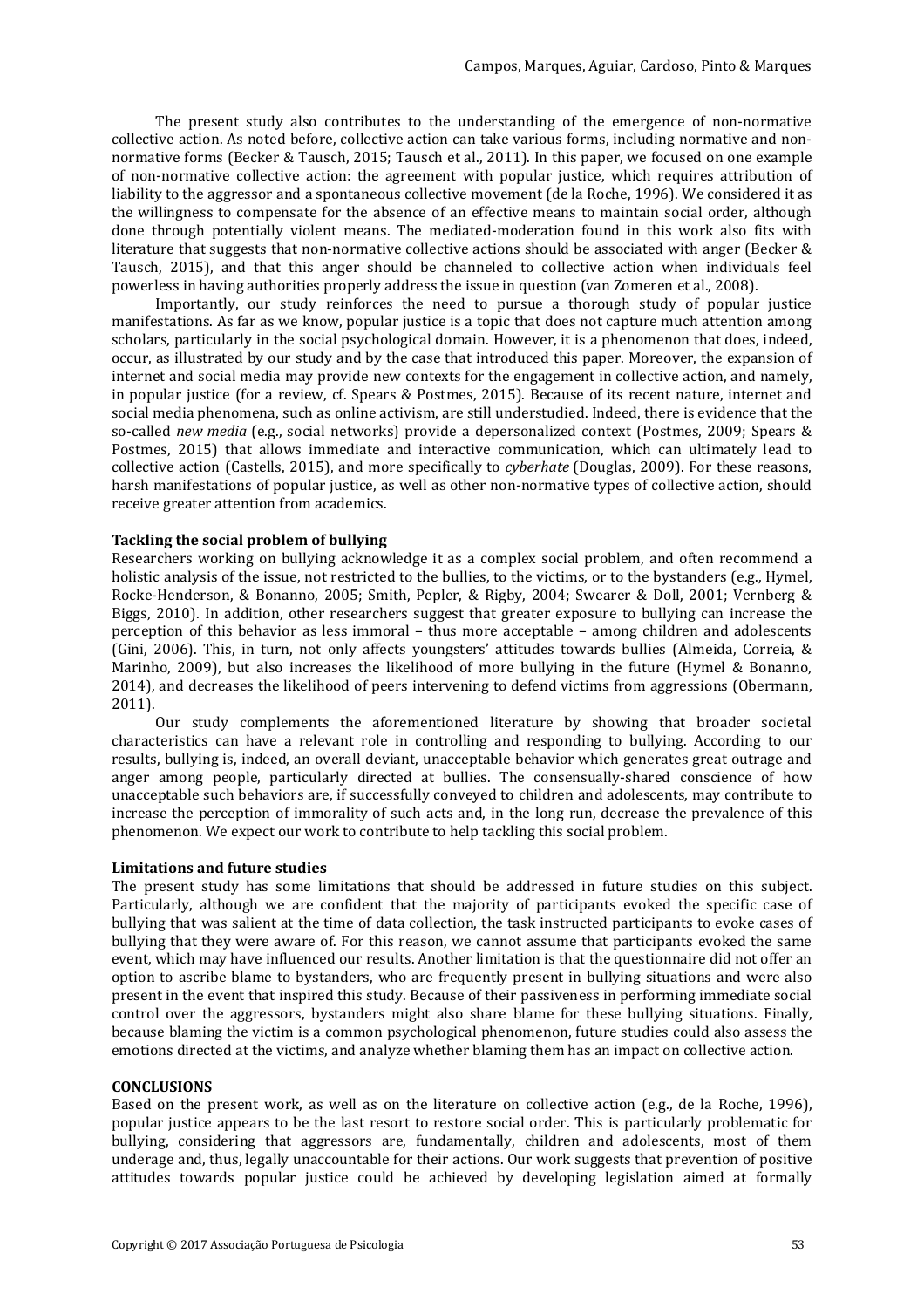The present study also contributes to the understanding of the emergence of non-normative collective action. As noted before, collective action can take various forms, including normative and non-normative forms (Becker & Tausch, 2015; Tausch et al., 2011). In this paper, we focused on one example of non-normative collective action: the agreement with popular justice, which requires attribution of liability to the aggressor and a spontaneous collective movement (de la Roche, 1996). We considered it as the willingness to compensate for the absence of an effective means to maintain social order, although done through potentially violent means. The mediated-moderation found in this work also fits with literature that suggests that non-normative collective actions should be associated with anger (Becker & Tausch, 2015), and that this anger should be channeled to collective action when individuals feel powerless in having authorities properly address the issue in question (van Zomeren et al., 2008).

Importantly, our study reinforces the need to pursue a thorough study of popular justice manifestations. As far as we know, popular justice is a topic that does not capture much attention among scholars, particularly in the social psychological domain. However, it is a phenomenon that does, indeed, occur, as illustrated by our study and by the case that introduced this paper. Moreover, the expansion of internet and social media may provide new contexts for the engagement in collective action, and namely, in popular justice (for a review, cf. Spears & Postmes, 2015). Because of its recent nature, internet and social media phenomena, such as online activism, are still understudied. Indeed, there is evidence that the so-called *new media* (e.g., social networks) provide a depersonalized context (Postmes, 2009; Spears & Postmes, 2015) that allows immediate and interactive communication, which can ultimately lead to collective action (Castells, 2015), and more specifically to *cyberhate* (Douglas, 2009). For these reasons, harsh manifestations of popular justice, as well as other non-normative types of collective action, should receive greater attention from academics.

### Tackling the social problem of bullying

Researchers working on bullying acknowledge it as a complex social problem, and often recommend a holistic analysis of the issue, not restricted to the bullies, to the victims, or to the bystanders (e.g., Hymel, Rocke-Henderson, & Bonanno, 2005; Smith, Pepler, & Rigby, 2004; Swearer & Doll, 2001; Vernberg & Biggs, 2010). In addition, other researchers suggest that greater exposure to bullying can increase the perception of this behavior as less immoral – thus more acceptable – among children and adolescents (Gini, 2006). This, in turn, not only affects youngsters' attitudes towards bullies (Almeida, Correia, & Marinho, 2009), but also increases the likelihood of more bullying in the future (Hymel & Bonanno, 2014), and decreases the likelihood of peers intervening to defend victims from aggressions (Obermann, 2011).

Our study complements the aforementioned literature by showing that broader societal characteristics can have a relevant role in controlling and responding to bullying. According to our results, bullying is, indeed, an overall deviant, unacceptable behavior which generates great outrage and anger among people, particularly directed at bullies. The consensually-shared conscience of how unacceptable such behaviors are, if successfully conveyed to children and adolescents, may contribute to increase the perception of immorality of such acts and, in the long run, decrease the prevalence of this phenomenon. We expect our work to contribute to help tackling this social problem.

### Limitations and future studies

The present study has some limitations that should be addressed in future studies on this subject. Particularly, although we are confident that the majority of participants evoked the specific case of bullying that was salient at the time of data collection, the task instructed participants to evoke cases of bullying that they were aware of. For this reason, we cannot assume that participants evoked the same event, which may have influenced our results. Another limitation is that the questionnaire did not offer an option to ascribe blame to bystanders, who are frequently present in bullying situations and were also present in the event that inspired this study. Because of their passiveness in performing immediate social control over the aggressors, bystanders might also share blame for these bullying situations. Finally, because blaming the victim is a common psychological phenomenon, future studies could also assess the emotions directed at the victims, and analyze whether blaming them has an impact on collective action.

## CONCLUSIONS

Based on the present work, as well as on the literature on collective action (e.g., de la Roche, 1996), popular justice appears to be the last resort to restore social order. This is particularly problematic for bullying, considering that aggressors are, fundamentally, children and adolescents, most of them underage and, thus, legally unaccountable for their actions. Our work suggests that prevention of positive attitudes towards popular justice could be achieved by developing legislation aimed at formally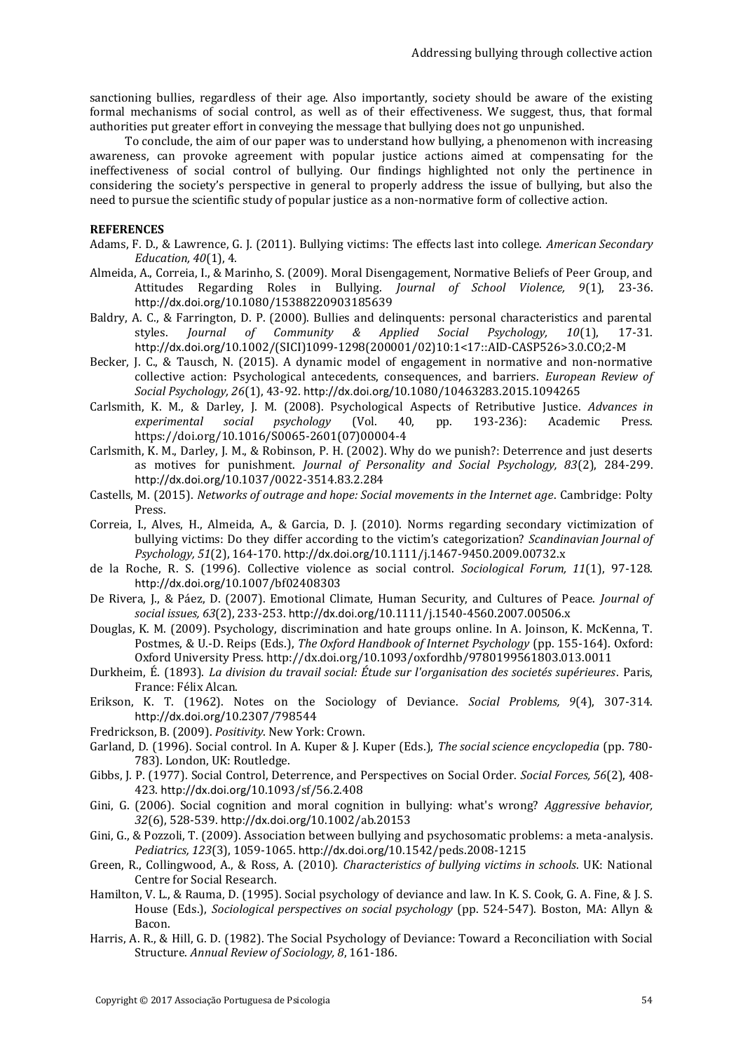sanctioning bullies, regardless of their age. Also importantly, society should be aware of the existing formal mechanisms of social control, as well as of their effectiveness. We suggest, thus, that formal authorities put greater effort in conveying the message that bullying does not go unpunished.

To conclude, the aim of our paper was to understand how bullying, a phenomenon with increasing awareness, can provoke agreement with popular justice actions aimed at compensating for the ineffectiveness of social control of bullying. Our findings highlighted not only the pertinence in considering the society's perspective in general to properly address the issue of bullying, but also the need to pursue the scientific study of popular justice as a non-normative form of collective action.

**REFERENCES**

Adams, F. D., & Lawrence, G. J. (2011). Bullying victims: The effects last into college. *American Secondary Education, 40*(1), 4.

Almeida, A., Correia, I., & Marinho, S. (2009). Moral Disengagement, Normative Beliefs of Peer Group, and Attitudes Regarding Roles in Bullying. *Journal of School Violence, 9*(1), 23-36. http://dx.doi.org/10.1080/15388220903185639

Baldry, A. C., & Farrington, D. P. (2000). Bullies and delinquents: personal characteristics and parental styles. *Journal of Community & Applied Social Psychology, 10*(1), 17-31. http://dx.doi.org/10.1002/(SICI)1099-1298(200001/02)10:1<17::AID-CASP526>3.0.CO;2-M

Becker, J. C., & Tausch, N. (2015). A dynamic model of engagement in normative and non-normative collective action: Psychological antecedents, consequences, and barriers. *European Review of Social Psychology, 26*(1), 43-92. http://dx.doi.org/10.1080/10463283.2015.1094265

Carlsmith, K. M., & Darley, J. M. (2008). Psychological Aspects of Retributive Justice. *Advances in experimental social psychology* (Vol. 40, pp. 193-236): Academic Press. https://doi.org/10.1016/S0065-2601(07)00004-4

Carlsmith, K. M., Darley, J. M., & Robinson, P. H. (2002). Why do we punish?: Deterrence and just deserts as motives for punishment. *Journal of Personality and Social Psychology, 83*(2), 284-299. http://dx.doi.org/10.1037/0022-3514.83.2.284

Castells, M. (2015). *Networks of outrage and hope: Social movements in the Internet age*. Cambridge: Polty Press.

Correia, I., Alves, H., Almeida, A., & Garcia, D. J. (2010). Norms regarding secondary victimization of bullying victims: Do they differ according to the victim's categorization? *Scandinavian Journal of Psychology, 51*(2), 164-170. http://dx.doi.org/10.1111/j.1467-9450.2009.00732.x

de la Roche, R. S. (1996). Collective violence as social control. *Sociological Forum, 11*(1), 97-128. http://dx.doi.org/10.1007/bf02408303

De Rivera, J., & Páez, D. (2007). Emotional Climate, Human Security, and Cultures of Peace. *Journal of social issues, 63*(2), 233-253. http://dx.doi.org/10.1111/j.1540-4560.2007.00506.x

Douglas, K. M. (2009). Psychology, discrimination and hate groups online. In A. Joinson, K. McKenna, T. Postmes, & U.-D. Reips (Eds.), *The Oxford Handbook of Internet Psychology* (pp. 155-164). Oxford: Oxford University Press. http://dx.doi.org/10.1093/oxfordhb/9780199561803.013.0011

Durkheim, É. (1893). *La division du travail social: Étude sur l'organisation des societés supérieures*. Paris, France: Félix Alcan.

Erikson, K. T. (1962). Notes on the Sociology of Deviance. *Social Problems, 9*(4), 307-314. http://dx.doi.org/10.2307/798544

Fredrickson, B. (2009). *Positivity*. New York: Crown.

Garland, D. (1996). Social control. In A. Kuper & J. Kuper (Eds.), *The social science encyclopedia* (pp. 780-783). London, UK: Routledge.

Gibbs, J. P. (1977). Social Control, Deterrence, and Perspectives on Social Order. *Social Forces, 56*(2), 408-423. http://dx.doi.org/10.1093/sf/56.2.408

Gini, G. (2006). Social cognition and moral cognition in bullying: what's wrong? *Aggressive behavior, 32*(6), 528-539. http://dx.doi.org/10.1002/ab.20153

Gini, G., & Pozzoli, T. (2009). Association between bullying and psychosomatic problems: a meta-analysis. *Pediatrics, 123*(3), 1059-1065. http://dx.doi.org/10.1542/peds.2008-1215

Green, R., Collingwood, A., & Ross, A. (2010). *Characteristics of bullying victims in schools*. UK: National Centre for Social Research.

Hamilton, V. L., & Rauma, D. (1995). Social psychology of deviance and law. In K. S. Cook, G. A. Fine, & J. S. House (Eds.), *Sociological perspectives on social psychology* (pp. 524-547). Boston, MA: Allyn & Bacon.

Harris, A. R., & Hill, G. D. (1982). The Social Psychology of Deviance: Toward a Reconciliation with Social Structure. *Annual Review of Sociology, 8*, 161-186.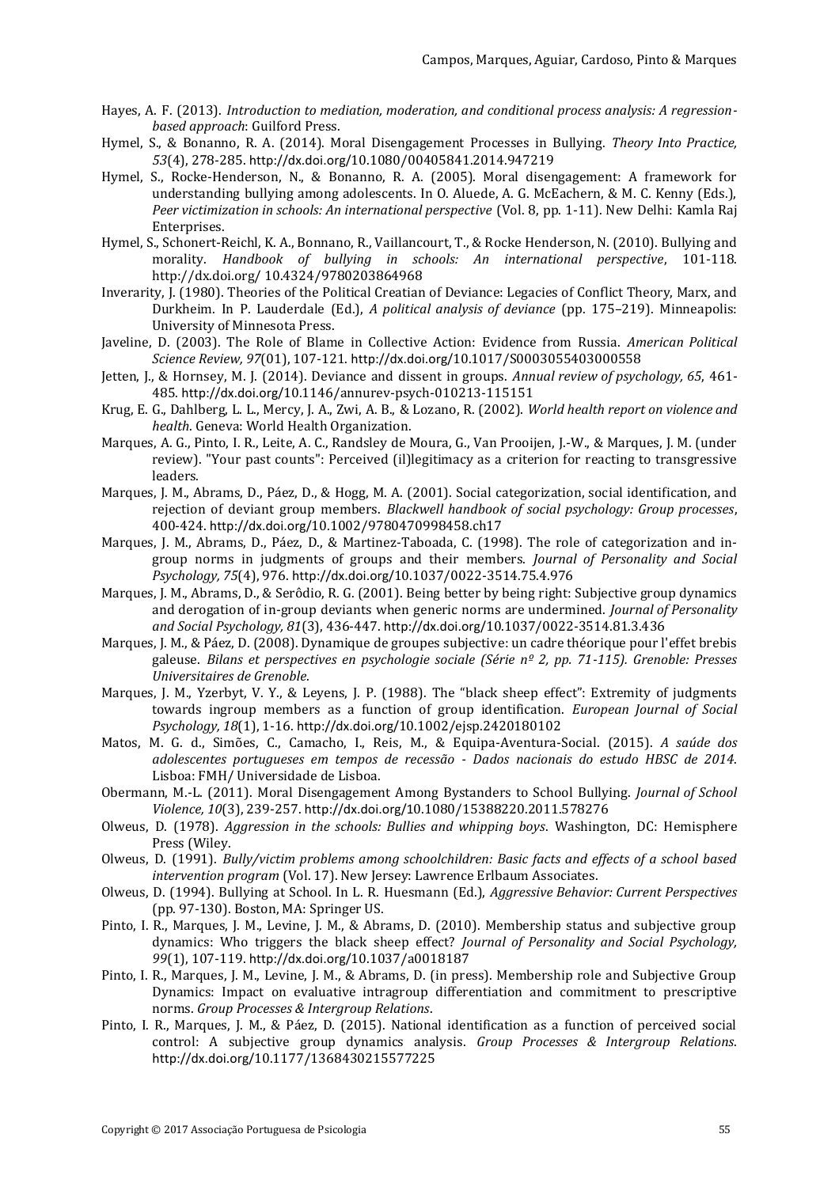Hayes, A. F. (2013). *Introduction to mediation, moderation, and conditional process analysis: A regression-based approach*: Guilford Press.

Hymel, S., & Bonanno, R. A. (2014). Moral Disengagement Processes in Bullying. *Theory Into Practice, 53*(4), 278-285. http://dx.doi.org/10.1080/00405841.2014.947219

Hymel, S., Rocke-Henderson, N., & Bonanno, R. A. (2005). Moral disengagement: A framework for understanding bullying among adolescents. In O. Aluede, A. G. McEachern, & M. C. Kenny (Eds.), *Peer victimization in schools: An international perspective* (Vol. 8, pp. 1-11). New Delhi: Kamla Raj Enterprises.

Hymel, S., Schonert-Reichl, K. A., Bonnano, R., Vaillancourt, T., & Rocke Henderson, N. (2010). Bullying and morality. *Handbook of bullying in schools: An international perspective*, 101-118. http://dx.doi.org/ 10.4324/9780203864968

Inverarity, J. (1980). Theories of the Political Creatian of Deviance: Legacies of Conflict Theory, Marx, and Durkheim. In P. Lauderdale (Ed.), *A political analysis of deviance* (pp. 175–219). Minneapolis: University of Minnesota Press.

Javeline, D. (2003). The Role of Blame in Collective Action: Evidence from Russia. *American Political Science Review, 97*(01), 107-121. http://dx.doi.org/10.1017/S0003055403000558

Jetten, J., & Hornsey, M. J. (2014). Deviance and dissent in groups. *Annual review of psychology, 65*, 461-485. http://dx.doi.org/10.1146/annurev-psych-010213-115151

Krug, E. G., Dahlberg, L. L., Mercy, J. A., Zwi, A. B., & Lozano, R. (2002). *World health report on violence and health*. Geneva: World Health Organization.

Marques, A. G., Pinto, I. R., Leite, A. C., Randsley de Moura, G., Van Prooijen, J.-W., & Marques, J. M. (under review). "Your past counts": Perceived (il)legitimacy as a criterion for reacting to transgressive leaders.

Marques, J. M., Abrams, D., Páez, D., & Hogg, M. A. (2001). Social categorization, social identification, and rejection of deviant group members. *Blackwell handbook of social psychology: Group processes*, 400-424. http://dx.doi.org/10.1002/9780470998458.ch17

Marques, J. M., Abrams, D., Páez, D., & Martinez-Taboada, C. (1998). The role of categorization and in-group norms in judgments of groups and their members. *Journal of Personality and Social Psychology, 75*(4), 976. http://dx.doi.org/10.1037/0022-3514.75.4.976

Marques, J. M., Abrams, D., & Serôdio, R. G. (2001). Being better by being right: Subjective group dynamics and derogation of in-group deviants when generic norms are undermined. *Journal of Personality and Social Psychology, 81*(3), 436-447. http://dx.doi.org/10.1037/0022-3514.81.3.436

Marques, J. M., & Páez, D. (2008). Dynamique de groupes subjective: un cadre théorique pour l'effet brebis galeuse. *Bilans et perspectives en psychologie sociale (Série nº 2, pp. 71-115). Grenoble: Presses Universitaires de Grenoble*.

Marques, J. M., Yzerbyt, V. Y., & Leyens, J. P. (1988). The "black sheep effect": Extremity of judgments towards ingroup members as a function of group identification. *European Journal of Social Psychology, 18*(1), 1-16. http://dx.doi.org/10.1002/ejsp.2420180102

Matos, M. G. d., Simões, C., Camacho, I., Reis, M., & Equipa-Aventura-Social. (2015). *A saúde dos adolescentes portugueses em tempos de recessão - Dados nacionais do estudo HBSC de 2014*. Lisboa: FMH/ Universidade de Lisboa.

Obermann, M.-L. (2011). Moral Disengagement Among Bystanders to School Bullying. *Journal of School Violence, 10*(3), 239-257. http://dx.doi.org/10.1080/15388220.2011.578276

Olweus, D. (1978). *Aggression in the schools: Bullies and whipping boys*. Washington, DC: Hemisphere Press (Wiley.

Olweus, D. (1991). *Bully/victim problems among schoolchildren: Basic facts and effects of a school based intervention program* (Vol. 17). New Jersey: Lawrence Erlbaum Associates.

Olweus, D. (1994). Bullying at School. In L. R. Huesmann (Ed.), *Aggressive Behavior: Current Perspectives* (pp. 97-130). Boston, MA: Springer US.

Pinto, I. R., Marques, J. M., Levine, J. M., & Abrams, D. (2010). Membership status and subjective group dynamics: Who triggers the black sheep effect? *Journal of Personality and Social Psychology, 99*(1), 107-119. http://dx.doi.org/10.1037/a0018187

Pinto, I. R., Marques, J. M., Levine, J. M., & Abrams, D. (in press). Membership role and Subjective Group Dynamics: Impact on evaluative intragroup differentiation and commitment to prescriptive norms. *Group Processes & Intergroup Relations*.

Pinto, I. R., Marques, J. M., & Páez, D. (2015). National identification as a function of perceived social control: A subjective group dynamics analysis. *Group Processes & Intergroup Relations*. http://dx.doi.org/10.1177/1368430215577225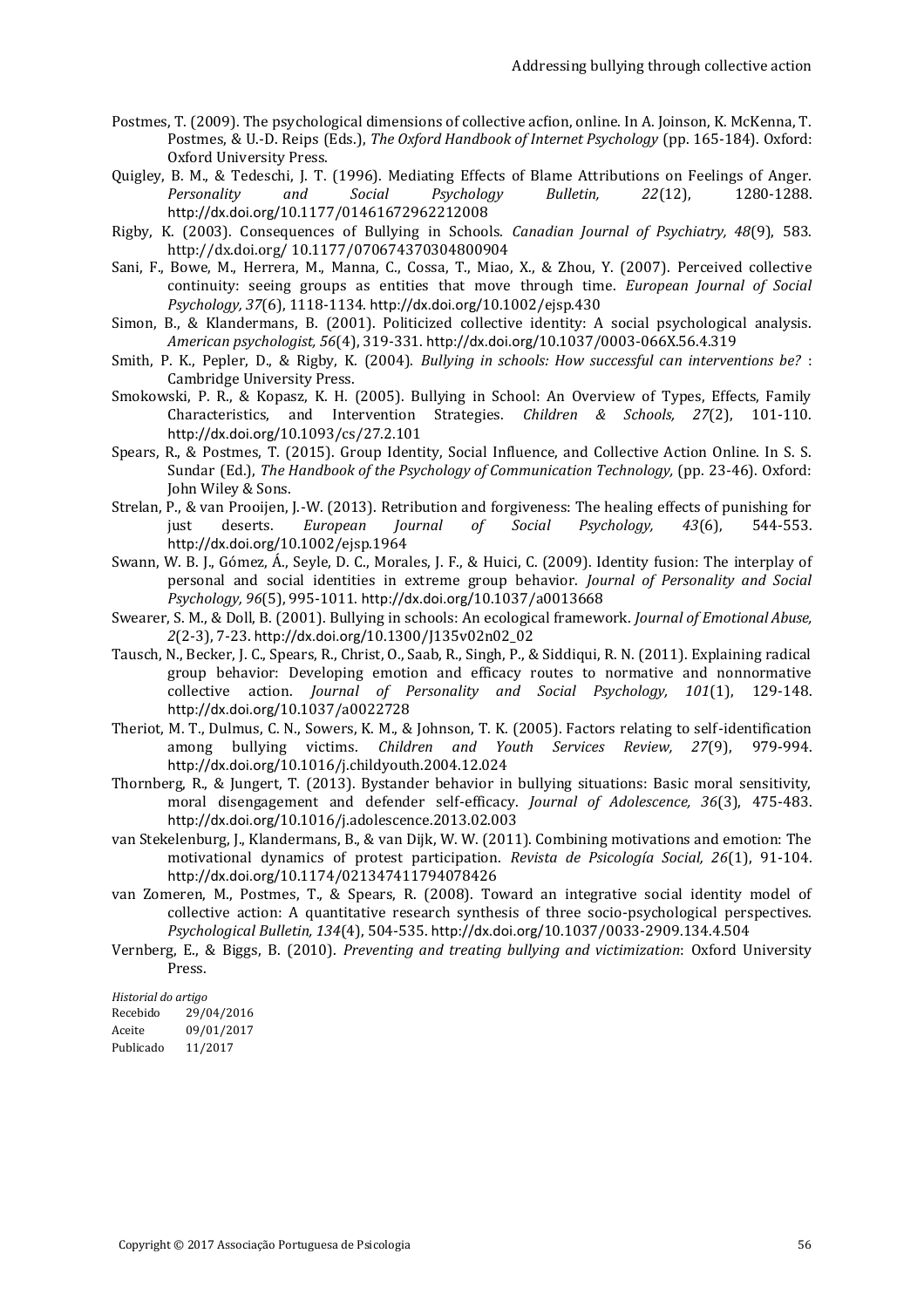Postmes, T. (2009). The psychological dimensions of collective acfion, online. In A. Joinson, K. McKenna, T. Postmes, & U.-D. Reips (Eds.), *The Oxford Handbook of Internet Psychology* (pp. 165-184). Oxford: Oxford University Press.

Quigley, B. M., & Tedeschi, J. T. (1996). Mediating Effects of Blame Attributions on Feelings of Anger. *Personality and Social Psychology Bulletin, 22*(12), 1280-1288. http://dx.doi.org/10.1177/01461672962212008

Rigby, K. (2003). Consequences of Bullying in Schools. *Canadian Journal of Psychiatry, 48*(9), 583. http://dx.doi.org/ 10.1177/070674370304800904

Sani, F., Bowe, M., Herrera, M., Manna, C., Cossa, T., Miao, X., & Zhou, Y. (2007). Perceived collective continuity: seeing groups as entities that move through time. *European Journal of Social Psychology, 37*(6), 1118-1134. http://dx.doi.org/10.1002/ejsp.430

Simon, B., & Klandermans, B. (2001). Politicized collective identity: A social psychological analysis. *American psychologist, 56*(4), 319-331. http://dx.doi.org/10.1037/0003-066X.56.4.319

Smith, P. K., Pepler, D., & Rigby, K. (2004). *Bullying in schools: How successful can interventions be?* : Cambridge University Press.

Smokowski, P. R., & Kopasz, K. H. (2005). Bullying in School: An Overview of Types, Effects, Family Characteristics, and Intervention Strategies. *Children & Schools, 27*(2), 101-110. http://dx.doi.org/10.1093/cs/27.2.101

Spears, R., & Postmes, T. (2015). Group Identity, Social Influence, and Collective Action Online. In S. S. Sundar (Ed.), *The Handbook of the Psychology of Communication Technology,* (pp. 23-46). Oxford: John Wiley & Sons.

Strelan, P., & van Prooijen, J.-W. (2013). Retribution and forgiveness: The healing effects of punishing for just deserts. *European Journal of Social Psychology, 43*(6), 544-553. http://dx.doi.org/10.1002/ejsp.1964

Swann, W. B. J., Gómez, Á., Seyle, D. C., Morales, J. F., & Huici, C. (2009). Identity fusion: The interplay of personal and social identities in extreme group behavior. *Journal of Personality and Social Psychology, 96*(5), 995-1011. http://dx.doi.org/10.1037/a0013668

Swearer, S. M., & Doll, B. (2001). Bullying in schools: An ecological framework. *Journal of Emotional Abuse, 2*(2-3), 7-23. http://dx.doi.org/10.1300/J135v02n02_02

Tausch, N., Becker, J. C., Spears, R., Christ, O., Saab, R., Singh, P., & Siddiqui, R. N. (2011). Explaining radical group behavior: Developing emotion and efficacy routes to normative and nonnormative collective action. *Journal of Personality and Social Psychology, 101*(1), 129-148. http://dx.doi.org/10.1037/a0022728

Theriot, M. T., Dulmus, C. N., Sowers, K. M., & Johnson, T. K. (2005). Factors relating to self-identification among bullying victims. *Children and Youth Services Review, 27*(9), 979-994. http://dx.doi.org/10.1016/j.childyouth.2004.12.024

Thornberg, R., & Jungert, T. (2013). Bystander behavior in bullying situations: Basic moral sensitivity, moral disengagement and defender self-efficacy. *Journal of Adolescence, 36*(3), 475-483. http://dx.doi.org/10.1016/j.adolescence.2013.02.003

van Stekelenburg, J., Klandermans, B., & van Dijk, W. W. (2011). Combining motivations and emotion: The motivational dynamics of protest participation. *Revista de Psicología Social, 26*(1), 91-104. http://dx.doi.org/10.1174/021347411794078426

van Zomeren, M., Postmes, T., & Spears, R. (2008). Toward an integrative social identity model of collective action: A quantitative research synthesis of three socio-psychological perspectives. *Psychological Bulletin, 134*(4), 504-535. http://dx.doi.org/10.1037/0033-2909.134.4.504

Vernberg, E., & Biggs, B. (2010). *Preventing and treating bullying and victimization*: Oxford University Press.

*Historial do artigo*
Recebido 29/04/2016
Aceite 09/01/2017
Publicado 11/2017

Copyright © 2017 Associação Portuguesa de Psicologia